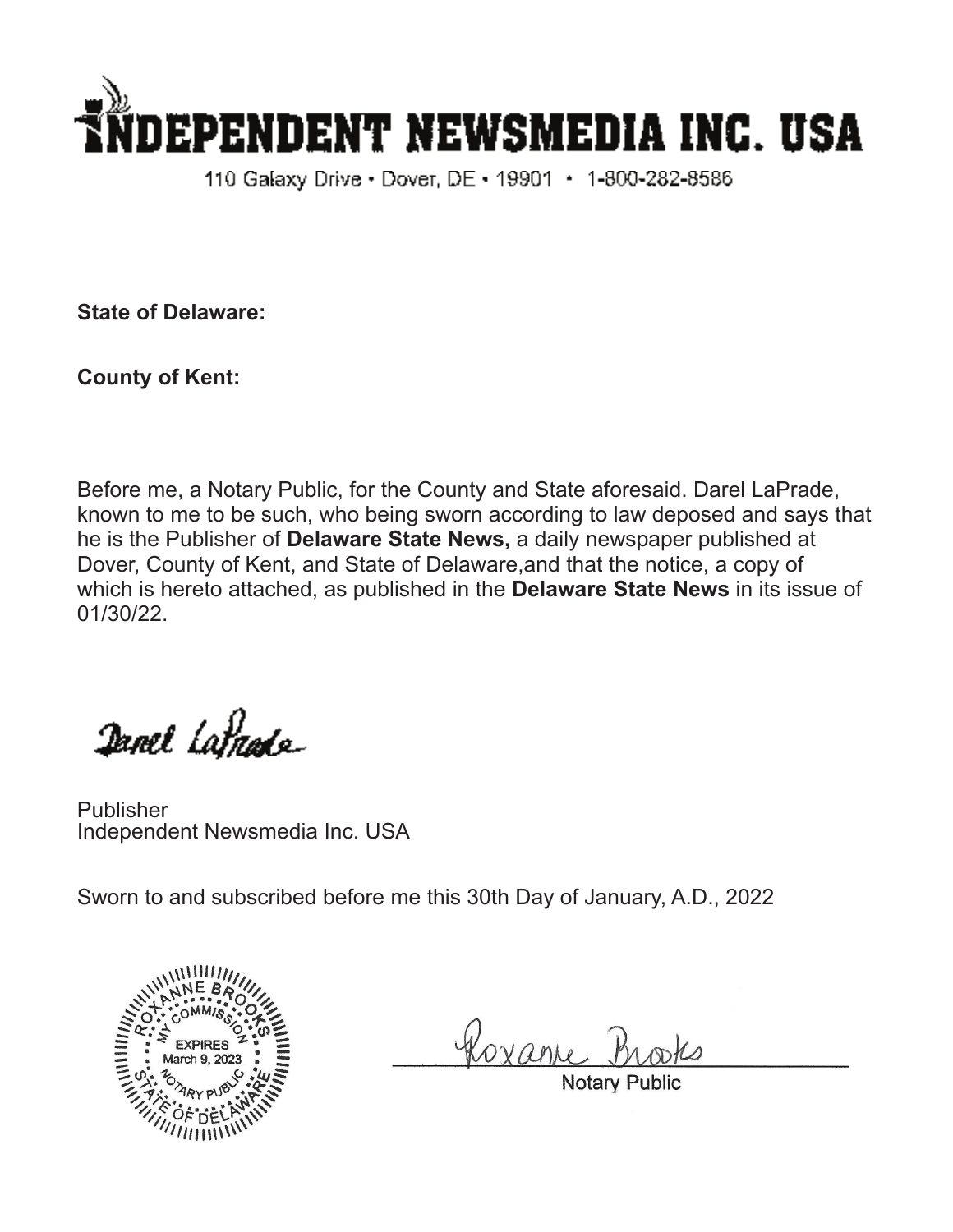# INDEPENDENT NEWSMEDIA INC. USA

110 Galaxy Drive • Dover, DE • 19901 • 1-800-282-8586

**State of Delaware:**

**County of Kent:**

Before me, a Notary Public, for the County and State aforesaid. Darel LaPrade, known to me to be such, who being sworn according to law deposed and says that he is the Publisher of **Delaware State News,** a daily newspaper published at Dover, County of Kent, and State of Delaware,and that the notice, a copy of which is hereto attached, as published in the **Delaware State News** in its issue of 01/30/22.

Darel LaPrade

Publisher
Independent Newsmedia Inc. USA

Sworn to and subscribed before me this 30th Day of January, A.D., 2022

ROXANNE BROOKS
MY COMMISSION EXPIRES March 9, 2023
NOTARY PUBLIC
STATE OF DELAWARE

Roxanne Brooks

Notary Public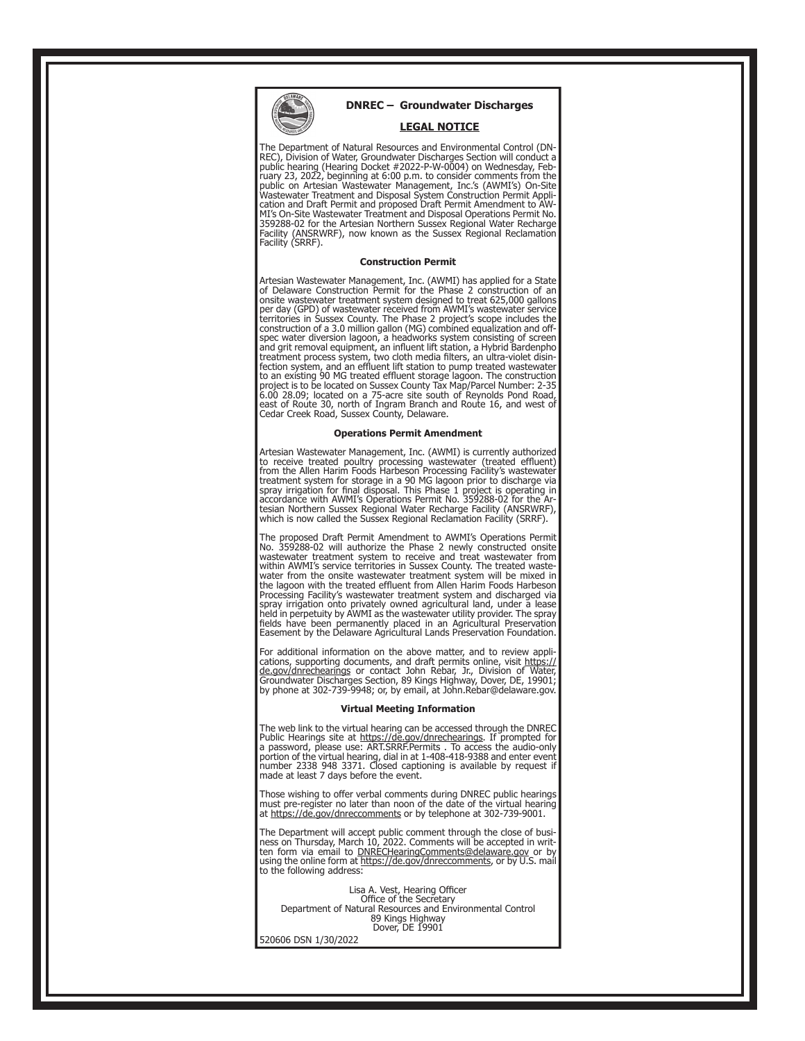**DNREC – Groundwater Discharges**

## LEGAL NOTICE

The Department of Natural Resources and Environmental Control (DNREC), Division of Water, Groundwater Discharges Section will conduct a public hearing (Hearing Docket #2022-P-W-0004) on Wednesday, February 23, 2022, beginning at 6:00 p.m. to consider comments from the public on Artesian Wastewater Management, Inc.'s (AWMI's) On-Site Wastewater Treatment and Disposal System Construction Permit Application and Draft Permit and proposed Draft Permit Amendment to AWMI's On-Site Wastewater Treatment and Disposal Operations Permit No. 359288-02 for the Artesian Northern Sussex Regional Water Recharge Facility (ANSRWRF), now known as the Sussex Regional Reclamation Facility (SRRF).

### Construction Permit

Artesian Wastewater Management, Inc. (AWMI) has applied for a State of Delaware Construction Permit for the Phase 2 construction of an onsite wastewater treatment system designed to treat 625,000 gallons per day (GPD) of wastewater received from AWMI's wastewater service territories in Sussex County. The Phase 2 project's scope includes the construction of a 3.0 million gallon (MG) combined equalization and off-spec water diversion lagoon, a headworks system consisting of screen and grit removal equipment, an influent lift station, a Hybrid Bardenpho treatment process system, two cloth media filters, an ultra-violet disinfection system, and an effluent lift station to pump treated wastewater to an existing 90 MG treated effluent storage lagoon. The construction project is to be located on Sussex County Tax Map/Parcel Number: 2-35 6.00 28.09; located on a 75-acre site south of Reynolds Pond Road, east of Route 30, north of Ingram Branch and Route 16, and west of Cedar Creek Road, Sussex County, Delaware.

### Operations Permit Amendment

Artesian Wastewater Management, Inc. (AWMI) is currently authorized to receive treated poultry processing wastewater (treated effluent) from the Allen Harim Foods Harbeson Processing Facility's wastewater treatment system for storage in a 90 MG lagoon prior to discharge via spray irrigation for final disposal. This Phase 1 project is operating in accordance with AWMI's Operations Permit No. 359288-02 for the Artesian Northern Sussex Regional Water Recharge Facility (ANSRWRF), which is now called the Sussex Regional Reclamation Facility (SRRF).

The proposed Draft Permit Amendment to AWMI's Operations Permit No. 359288-02 will authorize the Phase 2 newly constructed onsite wastewater treatment system to receive and treat wastewater from within AWMI's service territories in Sussex County. The treated wastewater from the onsite wastewater treatment system will be mixed in the lagoon with the treated effluent from Allen Harim Foods Harbeson Processing Facility's wastewater treatment system and discharged via spray irrigation onto privately owned agricultural land, under a lease held in perpetuity by AWMI as the wastewater utility provider. The spray fields have been permanently placed in an Agricultural Preservation Easement by the Delaware Agricultural Lands Preservation Foundation.

For additional information on the above matter, and to review applications, supporting documents, and draft permits online, visit https://de.gov/dnrechearings or contact John Rebar, Jr., Division of Water, Groundwater Discharges Section, 89 Kings Highway, Dover, DE, 19901; by phone at 302-739-9948; or, by email, at John.Rebar@delaware.gov.

### Virtual Meeting Information

The web link to the virtual hearing can be accessed through the DNREC Public Hearings site at https://de.gov/dnrechearings. If prompted for a password, please use: ART.SRRF.Permits . To access the audio-only portion of the virtual hearing, dial in at 1-408-418-9388 and enter event number 2338 948 3371. Closed captioning is available by request if made at least 7 days before the event.

Those wishing to offer verbal comments during DNREC public hearings must pre-register no later than noon of the date of the virtual hearing at https://de.gov/dnreccomments or by telephone at 302-739-9001.

The Department will accept public comment through the close of business on Thursday, March 10, 2022. Comments will be accepted in written form via email to DNRECHearingComments@delaware.gov or by using the online form at https://de.gov/dnreccomments, or by U.S. mail to the following address:

Lisa A. Vest, Hearing Officer
Office of the Secretary
Department of Natural Resources and Environmental Control
89 Kings Highway
Dover, DE 19901

520606 DSN 1/30/2022